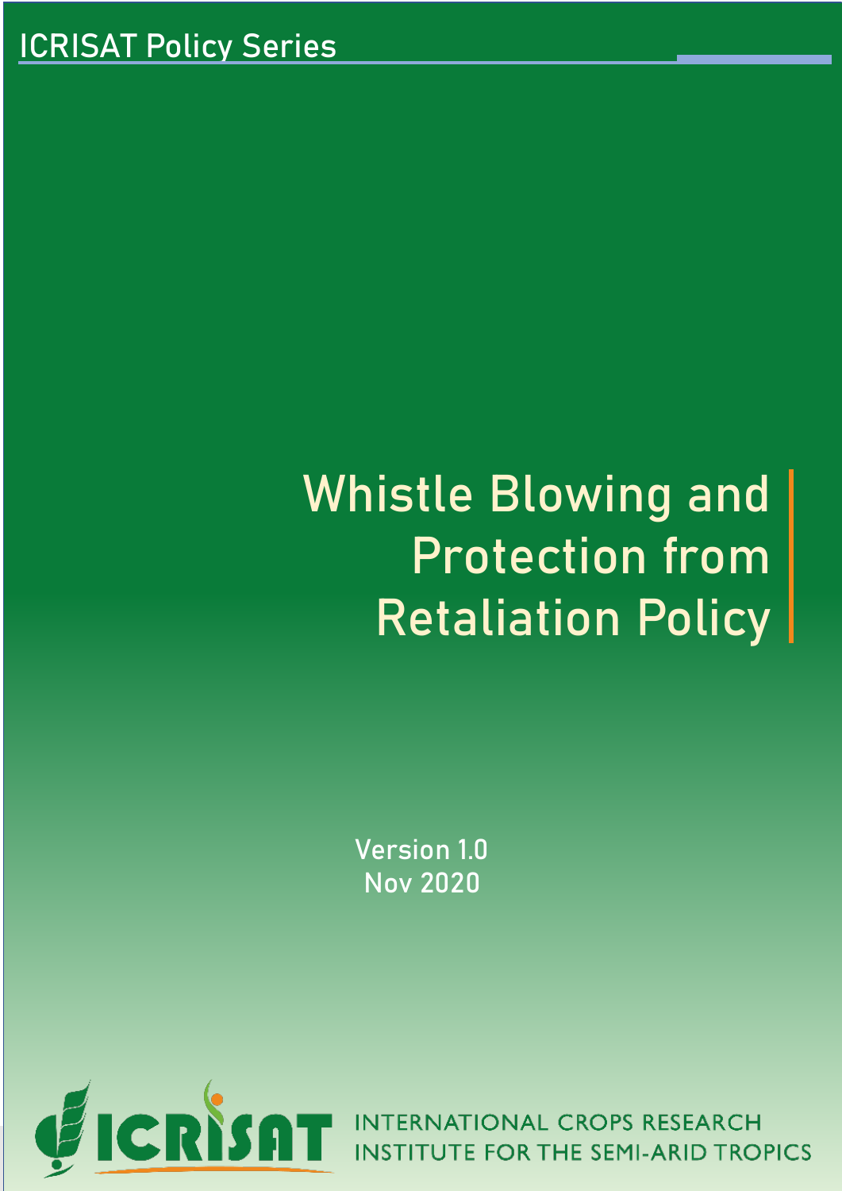ICRISAT Policy Series

# Whistle Blowing and Protection from Retaliation Policy

Version 1.0
Nov 2020

INTERNATIONAL CROPS RESEARCH INSTITUTE FOR THE SEMI-ARID TROPICS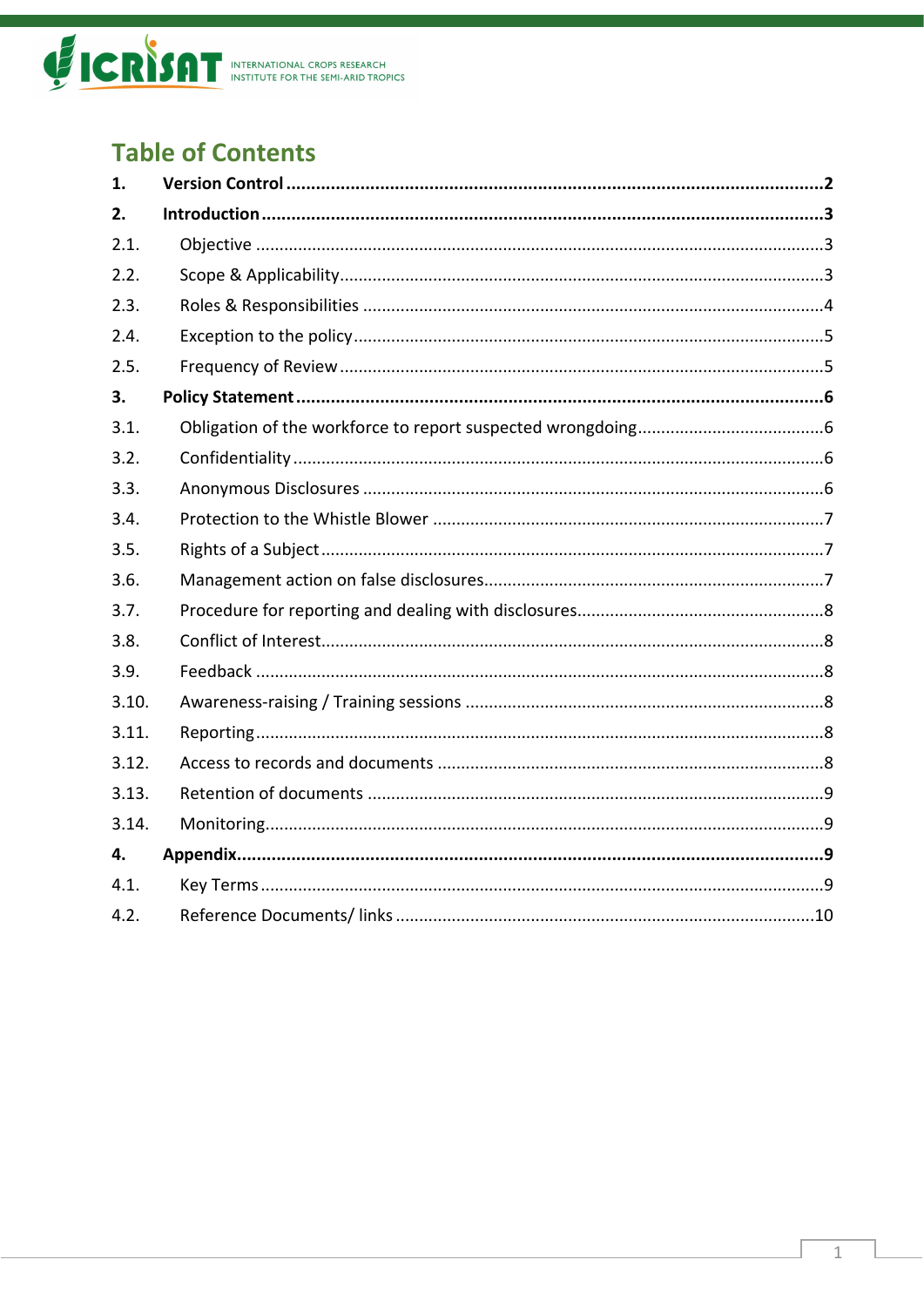# Table of Contents

| | | |
|---|---|---|
| **1.** | **Version Control** | **2** |
| **2.** | **Introduction** | **3** |
| 2.1. | Objective | 3 |
| 2.2. | Scope & Applicability | 3 |
| 2.3. | Roles & Responsibilities | 4 |
| 2.4. | Exception to the policy | 5 |
| 2.5. | Frequency of Review | 5 |
| **3.** | **Policy Statement** | **6** |
| 3.1. | Obligation of the workforce to report suspected wrongdoing | 6 |
| 3.2. | Confidentiality | 6 |
| 3.3. | Anonymous Disclosures | 6 |
| 3.4. | Protection to the Whistle Blower | 7 |
| 3.5. | Rights of a Subject | 7 |
| 3.6. | Management action on false disclosures | 7 |
| 3.7. | Procedure for reporting and dealing with disclosures | 8 |
| 3.8. | Conflict of Interest | 8 |
| 3.9. | Feedback | 8 |
| 3.10. | Awareness-raising / Training sessions | 8 |
| 3.11. | Reporting | 8 |
| 3.12. | Access to records and documents | 8 |
| 3.13. | Retention of documents | 9 |
| 3.14. | Monitoring | 9 |
| **4.** | **Appendix** | **9** |
| 4.1. | Key Terms | 9 |
| 4.2. | Reference Documents/ links | 10 |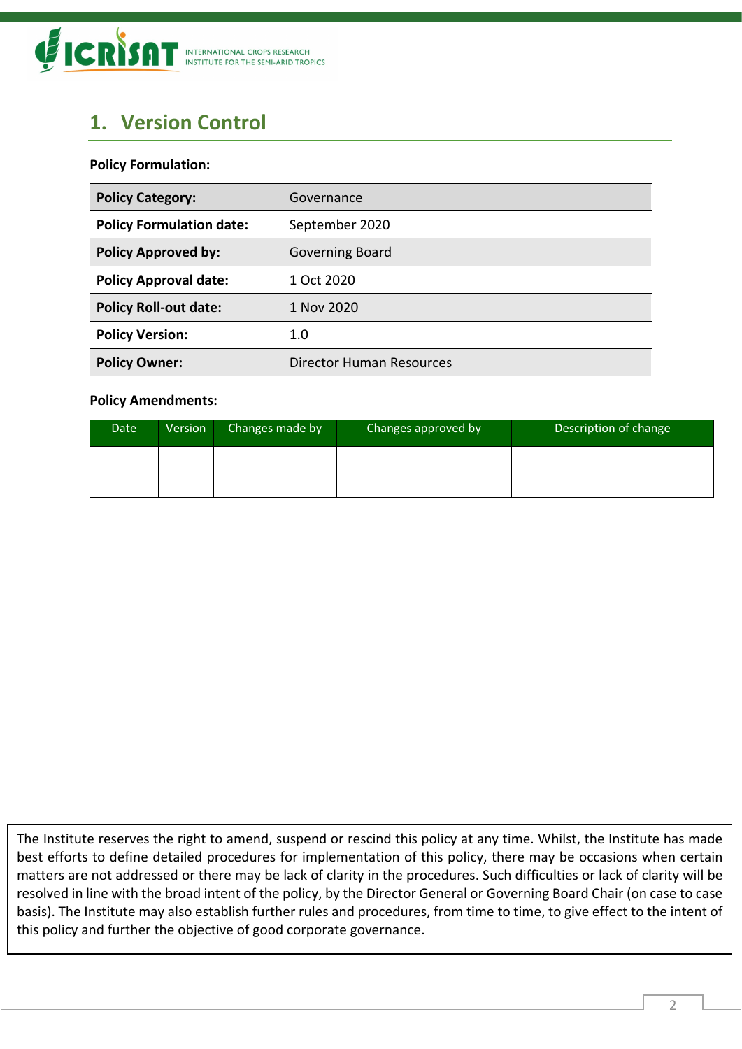## 1. Version Control

**Policy Formulation:**

| **Policy Category:** | Governance |
|---|---|
| **Policy Formulation date:** | September 2020 |
| **Policy Approved by:** | Governing Board |
| **Policy Approval date:** | 1 Oct 2020 |
| **Policy Roll-out date:** | 1 Nov 2020 |
| **Policy Version:** | 1.0 |
| **Policy Owner:** | Director Human Resources |

**Policy Amendments:**

| Date | Version | Changes made by | Changes approved by | Description of change |
|---|---|---|---|---|
| | | | | |

The Institute reserves the right to amend, suspend or rescind this policy at any time. Whilst, the Institute has made best efforts to define detailed procedures for implementation of this policy, there may be occasions when certain matters are not addressed or there may be lack of clarity in the procedures. Such difficulties or lack of clarity will be resolved in line with the broad intent of the policy, by the Director General or Governing Board Chair (on case to case basis). The Institute may also establish further rules and procedures, from time to time, to give effect to the intent of this policy and further the objective of good corporate governance.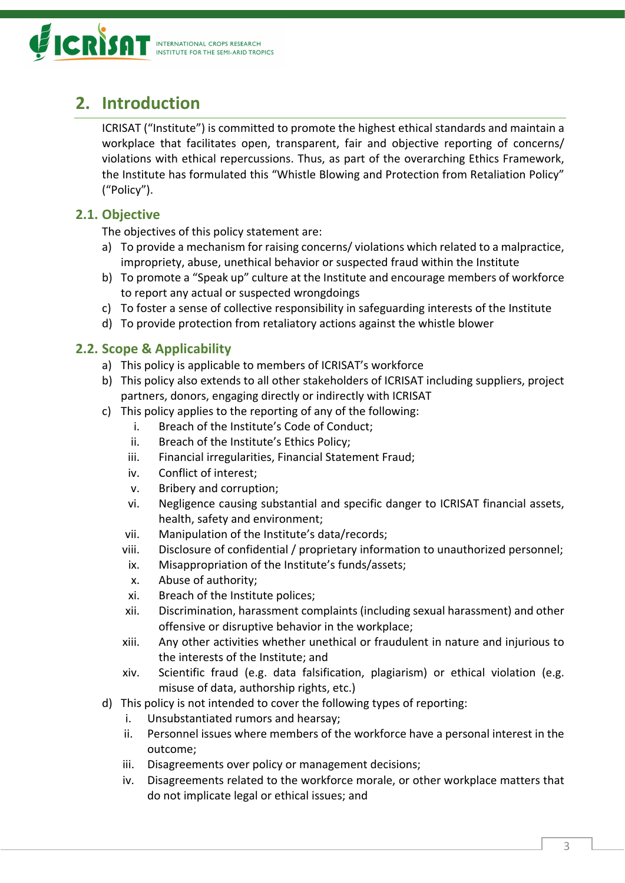## 2. Introduction

ICRISAT ("Institute") is committed to promote the highest ethical standards and maintain a workplace that facilitates open, transparent, fair and objective reporting of concerns/ violations with ethical repercussions. Thus, as part of the overarching Ethics Framework, the Institute has formulated this "Whistle Blowing and Protection from Retaliation Policy" ("Policy").

### 2.1. Objective

The objectives of this policy statement are:

a) To provide a mechanism for raising concerns/ violations which related to a malpractice, impropriety, abuse, unethical behavior or suspected fraud within the Institute
b) To promote a "Speak up" culture at the Institute and encourage members of workforce to report any actual or suspected wrongdoings
c) To foster a sense of collective responsibility in safeguarding interests of the Institute
d) To provide protection from retaliatory actions against the whistle blower

### 2.2. Scope & Applicability

a) This policy is applicable to members of ICRISAT's workforce
b) This policy also extends to all other stakeholders of ICRISAT including suppliers, project partners, donors, engaging directly or indirectly with ICRISAT
c) This policy applies to the reporting of any of the following:
   i. Breach of the Institute's Code of Conduct;
   ii. Breach of the Institute's Ethics Policy;
   iii. Financial irregularities, Financial Statement Fraud;
   iv. Conflict of interest;
   v. Bribery and corruption;
   vi. Negligence causing substantial and specific danger to ICRISAT financial assets, health, safety and environment;
   vii. Manipulation of the Institute's data/records;
   viii. Disclosure of confidential / proprietary information to unauthorized personnel;
   ix. Misappropriation of the Institute's funds/assets;
   x. Abuse of authority;
   xi. Breach of the Institute polices;
   xii. Discrimination, harassment complaints (including sexual harassment) and other offensive or disruptive behavior in the workplace;
   xiii. Any other activities whether unethical or fraudulent in nature and injurious to the interests of the Institute; and
   xiv. Scientific fraud (e.g. data falsification, plagiarism) or ethical violation (e.g. misuse of data, authorship rights, etc.)
d) This policy is not intended to cover the following types of reporting:
   i. Unsubstantiated rumors and hearsay;
   ii. Personnel issues where members of the workforce have a personal interest in the outcome;
   iii. Disagreements over policy or management decisions;
   iv. Disagreements related to the workforce morale, or other workplace matters that do not implicate legal or ethical issues; and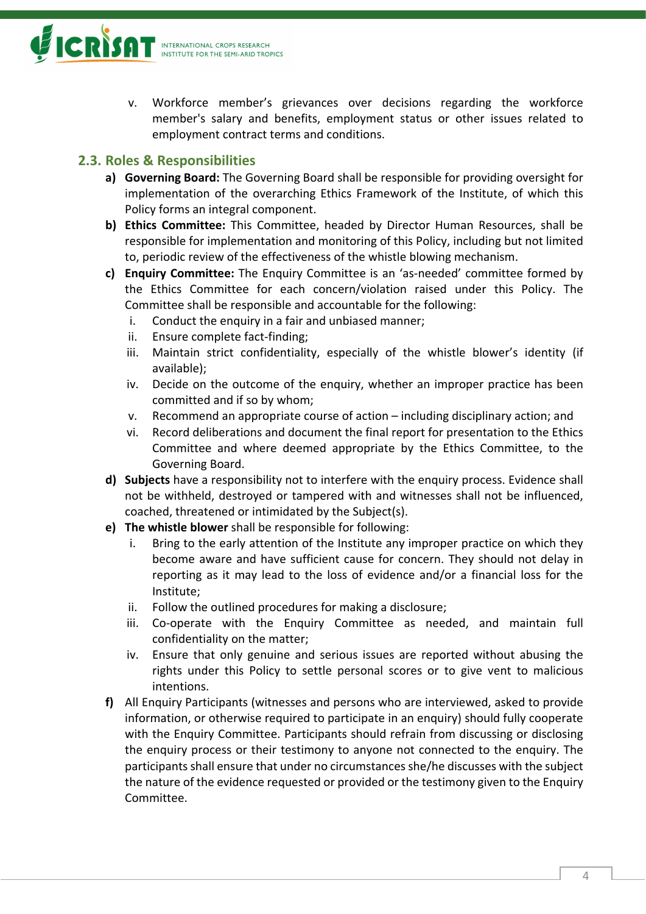v. Workforce member's grievances over decisions regarding the workforce member's salary and benefits, employment status or other issues related to employment contract terms and conditions.

## 2.3. Roles & Responsibilities

a) **Governing Board:** The Governing Board shall be responsible for providing oversight for implementation of the overarching Ethics Framework of the Institute, of which this Policy forms an integral component.

b) **Ethics Committee:** This Committee, headed by Director Human Resources, shall be responsible for implementation and monitoring of this Policy, including but not limited to, periodic review of the effectiveness of the whistle blowing mechanism.

c) **Enquiry Committee:** The Enquiry Committee is an 'as-needed' committee formed by the Ethics Committee for each concern/violation raised under this Policy. The Committee shall be responsible and accountable for the following:

   i. Conduct the enquiry in a fair and unbiased manner;
   ii. Ensure complete fact-finding;
   iii. Maintain strict confidentiality, especially of the whistle blower's identity (if available);
   iv. Decide on the outcome of the enquiry, whether an improper practice has been committed and if so by whom;
   v. Recommend an appropriate course of action – including disciplinary action; and
   vi. Record deliberations and document the final report for presentation to the Ethics Committee and where deemed appropriate by the Ethics Committee, to the Governing Board.

d) **Subjects** have a responsibility not to interfere with the enquiry process. Evidence shall not be withheld, destroyed or tampered with and witnesses shall not be influenced, coached, threatened or intimidated by the Subject(s).

e) **The whistle blower** shall be responsible for following:

   i. Bring to the early attention of the Institute any improper practice on which they become aware and have sufficient cause for concern. They should not delay in reporting as it may lead to the loss of evidence and/or a financial loss for the Institute;
   ii. Follow the outlined procedures for making a disclosure;
   iii. Co-operate with the Enquiry Committee as needed, and maintain full confidentiality on the matter;
   iv. Ensure that only genuine and serious issues are reported without abusing the rights under this Policy to settle personal scores or to give vent to malicious intentions.

f) All Enquiry Participants (witnesses and persons who are interviewed, asked to provide information, or otherwise required to participate in an enquiry) should fully cooperate with the Enquiry Committee. Participants should refrain from discussing or disclosing the enquiry process or their testimony to anyone not connected to the enquiry. The participants shall ensure that under no circumstances she/he discusses with the subject the nature of the evidence requested or provided or the testimony given to the Enquiry Committee.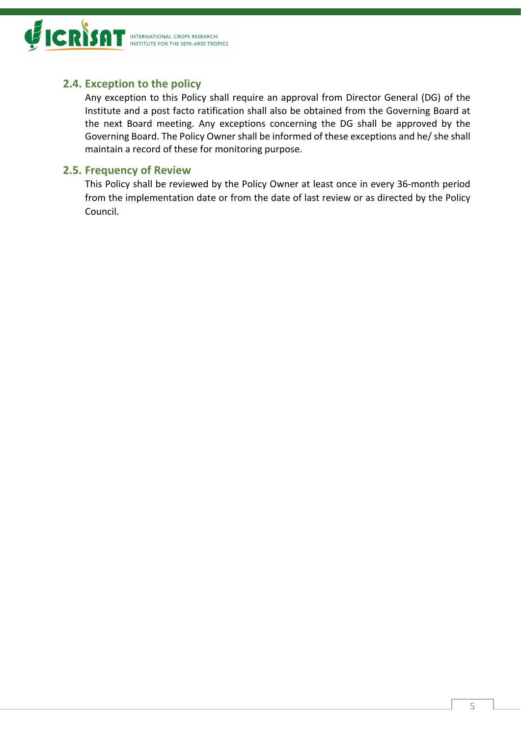### 2.4. Exception to the policy

Any exception to this Policy shall require an approval from Director General (DG) of the Institute and a post facto ratification shall also be obtained from the Governing Board at the next Board meeting. Any exceptions concerning the DG shall be approved by the Governing Board. The Policy Owner shall be informed of these exceptions and he/ she shall maintain a record of these for monitoring purpose.

### 2.5. Frequency of Review

This Policy shall be reviewed by the Policy Owner at least once in every 36-month period from the implementation date or from the date of last review or as directed by the Policy Council.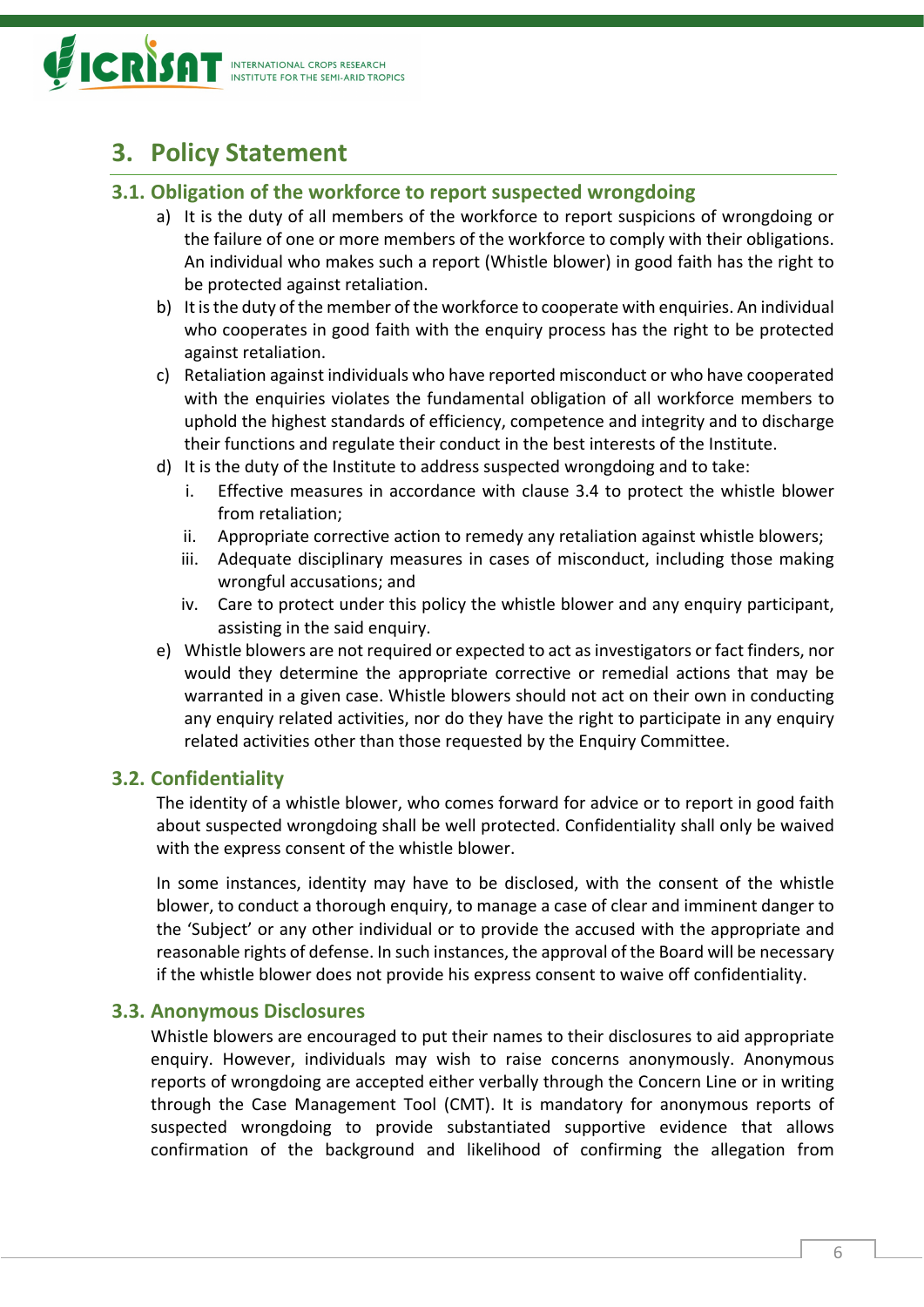# 3. Policy Statement

## 3.1. Obligation of the workforce to report suspected wrongdoing

a) It is the duty of all members of the workforce to report suspicions of wrongdoing or the failure of one or more members of the workforce to comply with their obligations. An individual who makes such a report (Whistle blower) in good faith has the right to be protected against retaliation.

b) It is the duty of the member of the workforce to cooperate with enquiries. An individual who cooperates in good faith with the enquiry process has the right to be protected against retaliation.

c) Retaliation against individuals who have reported misconduct or who have cooperated with the enquiries violates the fundamental obligation of all workforce members to uphold the highest standards of efficiency, competence and integrity and to discharge their functions and regulate their conduct in the best interests of the Institute.

d) It is the duty of the Institute to address suspected wrongdoing and to take:
   i. Effective measures in accordance with clause 3.4 to protect the whistle blower from retaliation;
   ii. Appropriate corrective action to remedy any retaliation against whistle blowers;
   iii. Adequate disciplinary measures in cases of misconduct, including those making wrongful accusations; and
   iv. Care to protect under this policy the whistle blower and any enquiry participant, assisting in the said enquiry.

e) Whistle blowers are not required or expected to act as investigators or fact finders, nor would they determine the appropriate corrective or remedial actions that may be warranted in a given case. Whistle blowers should not act on their own in conducting any enquiry related activities, nor do they have the right to participate in any enquiry related activities other than those requested by the Enquiry Committee.

## 3.2. Confidentiality

The identity of a whistle blower, who comes forward for advice or to report in good faith about suspected wrongdoing shall be well protected. Confidentiality shall only be waived with the express consent of the whistle blower.

In some instances, identity may have to be disclosed, with the consent of the whistle blower, to conduct a thorough enquiry, to manage a case of clear and imminent danger to the 'Subject' or any other individual or to provide the accused with the appropriate and reasonable rights of defense. In such instances, the approval of the Board will be necessary if the whistle blower does not provide his express consent to waive off confidentiality.

## 3.3. Anonymous Disclosures

Whistle blowers are encouraged to put their names to their disclosures to aid appropriate enquiry. However, individuals may wish to raise concerns anonymously. Anonymous reports of wrongdoing are accepted either verbally through the Concern Line or in writing through the Case Management Tool (CMT). It is mandatory for anonymous reports of suspected wrongdoing to provide substantiated supportive evidence that allows confirmation of the background and likelihood of confirming the allegation from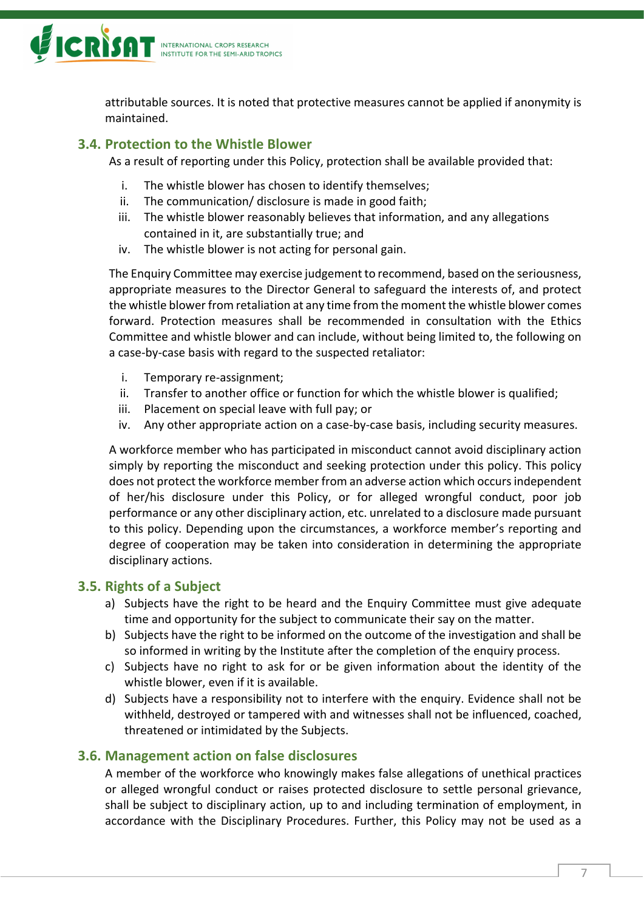attributable sources. It is noted that protective measures cannot be applied if anonymity is maintained.

### 3.4. Protection to the Whistle Blower

As a result of reporting under this Policy, protection shall be available provided that:

i. The whistle blower has chosen to identify themselves;
ii. The communication/ disclosure is made in good faith;
iii. The whistle blower reasonably believes that information, and any allegations contained in it, are substantially true; and
iv. The whistle blower is not acting for personal gain.

The Enquiry Committee may exercise judgement to recommend, based on the seriousness, appropriate measures to the Director General to safeguard the interests of, and protect the whistle blower from retaliation at any time from the moment the whistle blower comes forward. Protection measures shall be recommended in consultation with the Ethics Committee and whistle blower and can include, without being limited to, the following on a case-by-case basis with regard to the suspected retaliator:

i. Temporary re-assignment;
ii. Transfer to another office or function for which the whistle blower is qualified;
iii. Placement on special leave with full pay; or
iv. Any other appropriate action on a case-by-case basis, including security measures.

A workforce member who has participated in misconduct cannot avoid disciplinary action simply by reporting the misconduct and seeking protection under this policy. This policy does not protect the workforce member from an adverse action which occurs independent of her/his disclosure under this Policy, or for alleged wrongful conduct, poor job performance or any other disciplinary action, etc. unrelated to a disclosure made pursuant to this policy. Depending upon the circumstances, a workforce member's reporting and degree of cooperation may be taken into consideration in determining the appropriate disciplinary actions.

### 3.5. Rights of a Subject

a) Subjects have the right to be heard and the Enquiry Committee must give adequate time and opportunity for the subject to communicate their say on the matter.
b) Subjects have the right to be informed on the outcome of the investigation and shall be so informed in writing by the Institute after the completion of the enquiry process.
c) Subjects have no right to ask for or be given information about the identity of the whistle blower, even if it is available.
d) Subjects have a responsibility not to interfere with the enquiry. Evidence shall not be withheld, destroyed or tampered with and witnesses shall not be influenced, coached, threatened or intimidated by the Subjects.

### 3.6. Management action on false disclosures

A member of the workforce who knowingly makes false allegations of unethical practices or alleged wrongful conduct or raises protected disclosure to settle personal grievance, shall be subject to disciplinary action, up to and including termination of employment, in accordance with the Disciplinary Procedures. Further, this Policy may not be used as a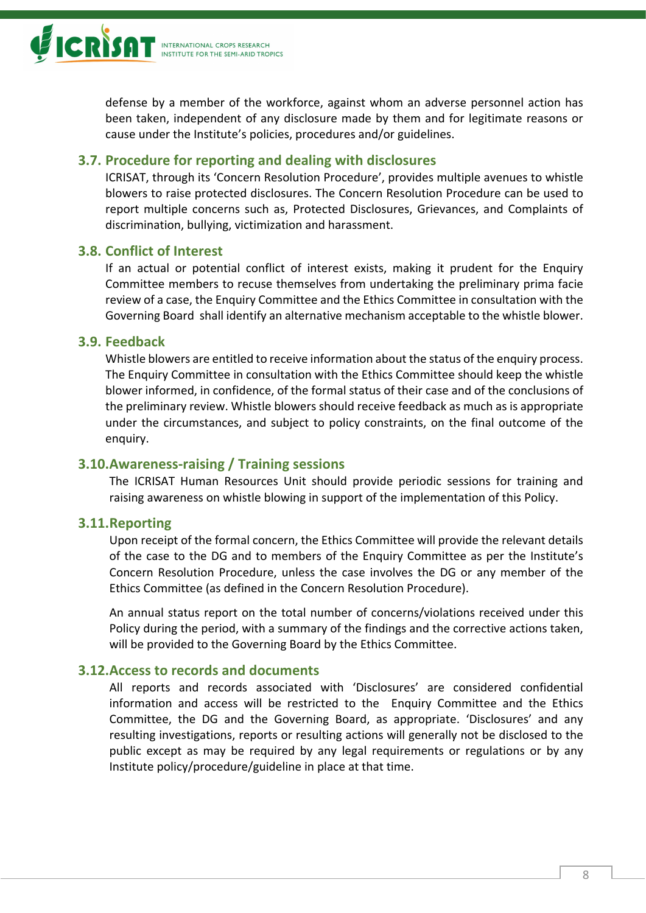defense by a member of the workforce, against whom an adverse personnel action has been taken, independent of any disclosure made by them and for legitimate reasons or cause under the Institute's policies, procedures and/or guidelines.

### 3.7. Procedure for reporting and dealing with disclosures

ICRISAT, through its 'Concern Resolution Procedure', provides multiple avenues to whistle blowers to raise protected disclosures. The Concern Resolution Procedure can be used to report multiple concerns such as, Protected Disclosures, Grievances, and Complaints of discrimination, bullying, victimization and harassment.

### 3.8. Conflict of Interest

If an actual or potential conflict of interest exists, making it prudent for the Enquiry Committee members to recuse themselves from undertaking the preliminary prima facie review of a case, the Enquiry Committee and the Ethics Committee in consultation with the Governing Board shall identify an alternative mechanism acceptable to the whistle blower.

### 3.9. Feedback

Whistle blowers are entitled to receive information about the status of the enquiry process. The Enquiry Committee in consultation with the Ethics Committee should keep the whistle blower informed, in confidence, of the formal status of their case and of the conclusions of the preliminary review. Whistle blowers should receive feedback as much as is appropriate under the circumstances, and subject to policy constraints, on the final outcome of the enquiry.

### 3.10. Awareness-raising / Training sessions

The ICRISAT Human Resources Unit should provide periodic sessions for training and raising awareness on whistle blowing in support of the implementation of this Policy.

### 3.11. Reporting

Upon receipt of the formal concern, the Ethics Committee will provide the relevant details of the case to the DG and to members of the Enquiry Committee as per the Institute's Concern Resolution Procedure, unless the case involves the DG or any member of the Ethics Committee (as defined in the Concern Resolution Procedure).

An annual status report on the total number of concerns/violations received under this Policy during the period, with a summary of the findings and the corrective actions taken, will be provided to the Governing Board by the Ethics Committee.

### 3.12. Access to records and documents

All reports and records associated with 'Disclosures' are considered confidential information and access will be restricted to the Enquiry Committee and the Ethics Committee, the DG and the Governing Board, as appropriate. 'Disclosures' and any resulting investigations, reports or resulting actions will generally not be disclosed to the public except as may be required by any legal requirements or regulations or by any Institute policy/procedure/guideline in place at that time.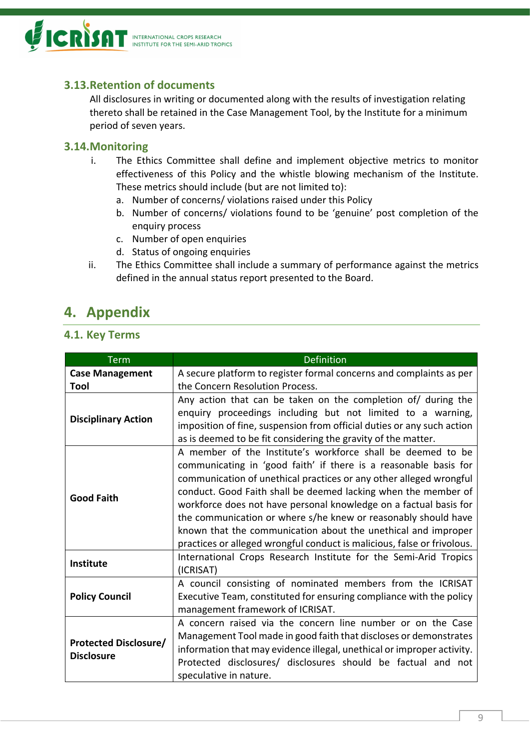### 3.13. Retention of documents

All disclosures in writing or documented along with the results of investigation relating thereto shall be retained in the Case Management Tool, by the Institute for a minimum period of seven years.

### 3.14. Monitoring

i. The Ethics Committee shall define and implement objective metrics to monitor effectiveness of this Policy and the whistle blowing mechanism of the Institute. These metrics should include (but are not limited to):
   a. Number of concerns/ violations raised under this Policy
   b. Number of concerns/ violations found to be 'genuine' post completion of the enquiry process
   c. Number of open enquiries
   d. Status of ongoing enquiries

ii. The Ethics Committee shall include a summary of performance against the metrics defined in the annual status report presented to the Board.

# 4. Appendix

## 4.1. Key Terms

| Term | Definition |
|---|---|
| **Case Management Tool** | A secure platform to register formal concerns and complaints as per the Concern Resolution Process. |
| **Disciplinary Action** | Any action that can be taken on the completion of/ during the enquiry proceedings including but not limited to a warning, imposition of fine, suspension from official duties or any such action as is deemed to be fit considering the gravity of the matter. |
| **Good Faith** | A member of the Institute's workforce shall be deemed to be communicating in 'good faith' if there is a reasonable basis for communication of unethical practices or any other alleged wrongful conduct. Good Faith shall be deemed lacking when the member of workforce does not have personal knowledge on a factual basis for the communication or where s/he knew or reasonably should have known that the communication about the unethical and improper practices or alleged wrongful conduct is malicious, false or frivolous. |
| **Institute** | International Crops Research Institute for the Semi-Arid Tropics (ICRISAT) |
| **Policy Council** | A council consisting of nominated members from the ICRISAT Executive Team, constituted for ensuring compliance with the policy management framework of ICRISAT. |
| **Protected Disclosure/ Disclosure** | A concern raised via the concern line number or on the Case Management Tool made in good faith that discloses or demonstrates information that may evidence illegal, unethical or improper activity. Protected disclosures/ disclosures should be factual and not speculative in nature. |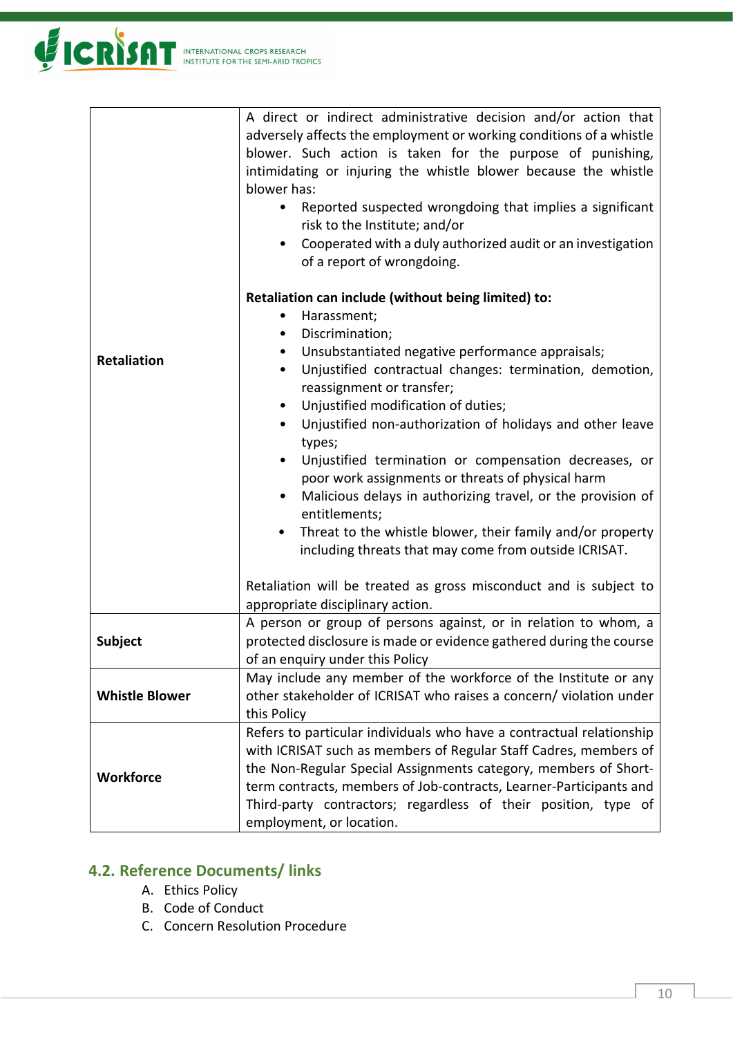| | |
|---|---|
| **Retaliation** | A direct or indirect administrative decision and/or action that adversely affects the employment or working conditions of a whistle blower. Such action is taken for the purpose of punishing, intimidating or injuring the whistle blower because the whistle blower has:<br>• Reported suspected wrongdoing that implies a significant risk to the Institute; and/or<br>• Cooperated with a duly authorized audit or an investigation of a report of wrongdoing.<br><br>**Retaliation can include (without being limited) to:**<br>• Harassment;<br>• Discrimination;<br>• Unsubstantiated negative performance appraisals;<br>• Unjustified contractual changes: termination, demotion, reassignment or transfer;<br>• Unjustified modification of duties;<br>• Unjustified non-authorization of holidays and other leave types;<br>• Unjustified termination or compensation decreases, or poor work assignments or threats of physical harm<br>• Malicious delays in authorizing travel, or the provision of entitlements;<br>• Threat to the whistle blower, their family and/or property including threats that may come from outside ICRISAT.<br><br>Retaliation will be treated as gross misconduct and is subject to appropriate disciplinary action. |
| **Subject** | A person or group of persons against, or in relation to whom, a protected disclosure is made or evidence gathered during the course of an enquiry under this Policy |
| **Whistle Blower** | May include any member of the workforce of the Institute or any other stakeholder of ICRISAT who raises a concern/ violation under this Policy |
| **Workforce** | Refers to particular individuals who have a contractual relationship with ICRISAT such as members of Regular Staff Cadres, members of the Non-Regular Special Assignments category, members of Short-term contracts, members of Job-contracts, Learner-Participants and Third-party contractors; regardless of their position, type of employment, or location. |

## 4.2. Reference Documents/ links

A. Ethics Policy
B. Code of Conduct
C. Concern Resolution Procedure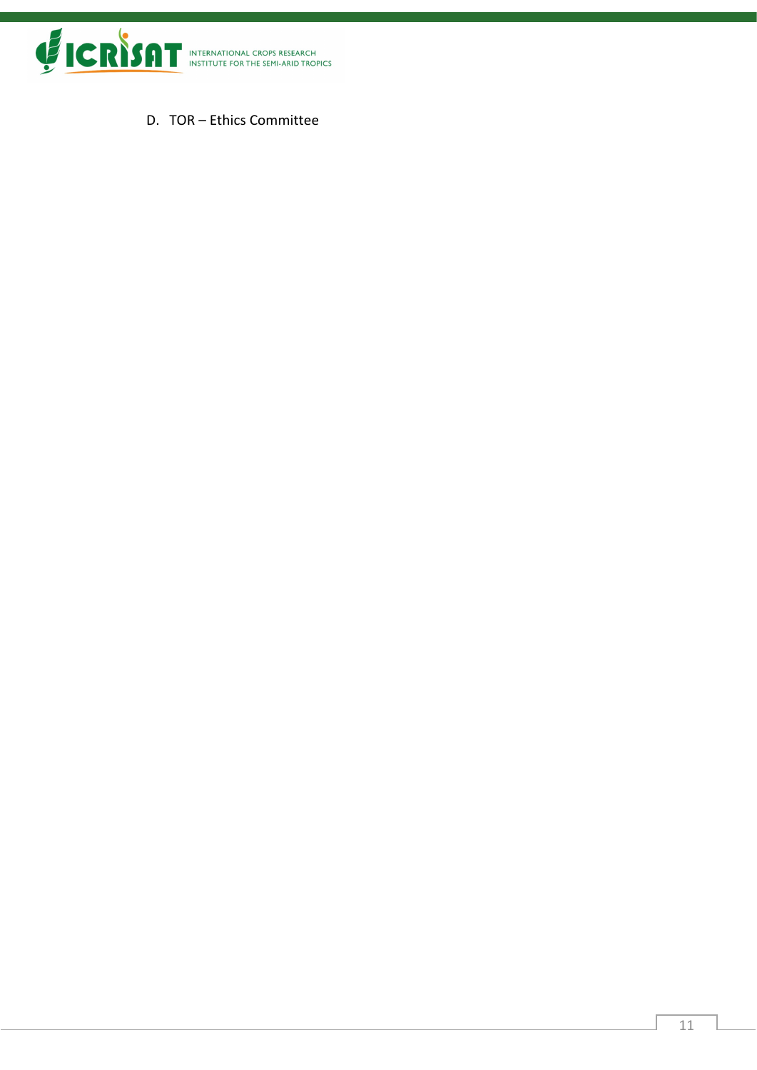D. TOR – Ethics Committee